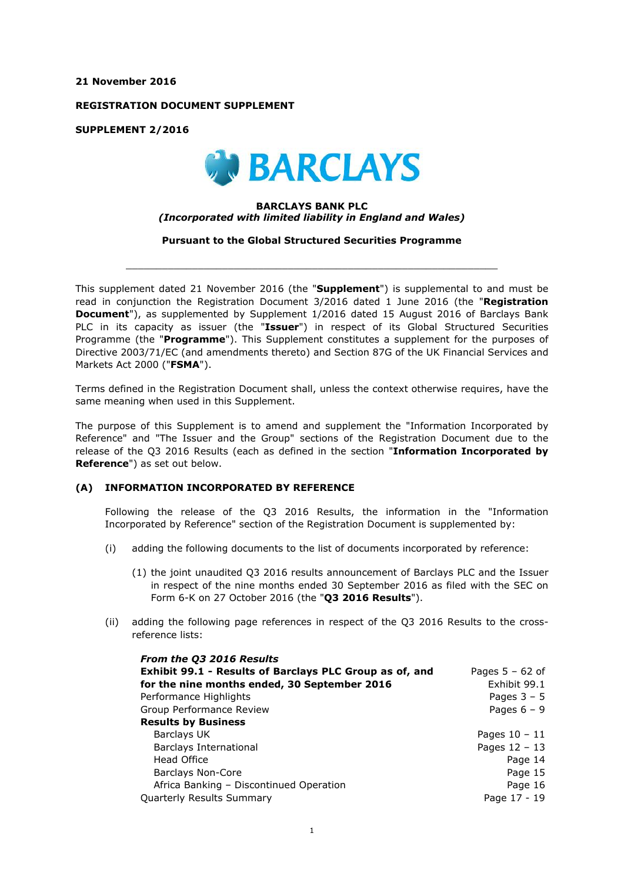**21 November 2016**

**REGISTRATION DOCUMENT SUPPLEMENT**

**SUPPLEMENT 2/2016**

**BARCLAYS BANK PLC**
***(Incorporated with limited liability in England and Wales)***

**Pursuant to the Global Structured Securities Programme**

---

This supplement dated 21 November 2016 (the "**Supplement**") is supplemental to and must be read in conjunction the Registration Document 3/2016 dated 1 June 2016 (the "**Registration Document**"), as supplemented by Supplement 1/2016 dated 15 August 2016 of Barclays Bank PLC in its capacity as issuer (the "**Issuer**") in respect of its Global Structured Securities Programme (the "**Programme**"). This Supplement constitutes a supplement for the purposes of Directive 2003/71/EC (and amendments thereto) and Section 87G of the UK Financial Services and Markets Act 2000 ("**FSMA**").

Terms defined in the Registration Document shall, unless the context otherwise requires, have the same meaning when used in this Supplement.

The purpose of this Supplement is to amend and supplement the "Information Incorporated by Reference" and "The Issuer and the Group" sections of the Registration Document due to the release of the Q3 2016 Results (each as defined in the section "**Information Incorporated by Reference**") as set out below.

## (A) INFORMATION INCORPORATED BY REFERENCE

Following the release of the Q3 2016 Results, the information in the "Information Incorporated by Reference" section of the Registration Document is supplemented by:

(i) adding the following documents to the list of documents incorporated by reference:

(1) the joint unaudited Q3 2016 results announcement of Barclays PLC and the Issuer in respect of the nine months ended 30 September 2016 as filed with the SEC on Form 6-K on 27 October 2016 (the "**Q3 2016 Results**").

(ii) adding the following page references in respect of the Q3 2016 Results to the cross-reference lists:

| ***From the Q3 2016 Results*** | |
|---|---|
| **Exhibit 99.1 - Results of Barclays PLC Group as of, and for the nine months ended, 30 September 2016** | Pages 5 – 62 of Exhibit 99.1 |
| Performance Highlights | Pages 3 – 5 |
| Group Performance Review | Pages 6 – 9 |
| **Results by Business** | |
| Barclays UK | Pages 10 – 11 |
| Barclays International | Pages 12 – 13 |
| Head Office | Page 14 |
| Barclays Non-Core | Page 15 |
| Africa Banking – Discontinued Operation | Page 16 |
| Quarterly Results Summary | Page 17 - 19 |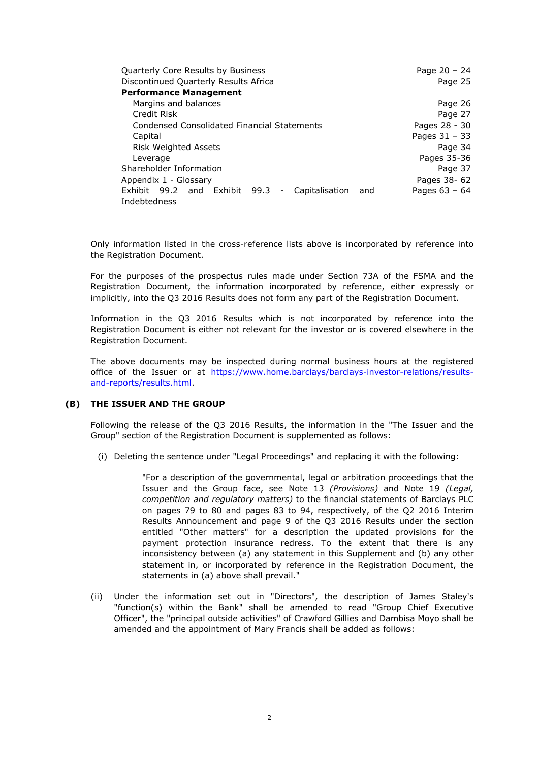| | |
|---|---|
| Quarterly Core Results by Business | Page 20 – 24 |
| Discontinued Quarterly Results Africa | Page 25 |
| **Performance Management** | |
| Margins and balances | Page 26 |
| Credit Risk | Page 27 |
| Condensed Consolidated Financial Statements | Pages 28 - 30 |
| Capital | Pages 31 – 33 |
| Risk Weighted Assets | Page 34 |
| Leverage | Pages 35-36 |
| Shareholder Information | Page 37 |
| Appendix 1 - Glossary | Pages 38- 62 |
| Exhibit 99.2 and Exhibit 99.3 - Capitalisation and Indebtedness | Pages 63 – 64 |

Only information listed in the cross-reference lists above is incorporated by reference into the Registration Document.

For the purposes of the prospectus rules made under Section 73A of the FSMA and the Registration Document, the information incorporated by reference, either expressly or implicitly, into the Q3 2016 Results does not form any part of the Registration Document.

Information in the Q3 2016 Results which is not incorporated by reference into the Registration Document is either not relevant for the investor or is covered elsewhere in the Registration Document.

The above documents may be inspected during normal business hours at the registered office of the Issuer or at https://www.home.barclays/barclays-investor-relations/results-and-reports/results.html.

## (B) THE ISSUER AND THE GROUP

Following the release of the Q3 2016 Results, the information in the "The Issuer and the Group" section of the Registration Document is supplemented as follows:

(i) Deleting the sentence under "Legal Proceedings" and replacing it with the following:

> "For a description of the governmental, legal or arbitration proceedings that the Issuer and the Group face, see Note 13 *(Provisions)* and Note 19 *(Legal, competition and regulatory matters)* to the financial statements of Barclays PLC on pages 79 to 80 and pages 83 to 94, respectively, of the Q2 2016 Interim Results Announcement and page 9 of the Q3 2016 Results under the section entitled "Other matters" for a description the updated provisions for the payment protection insurance redress. To the extent that there is any inconsistency between (a) any statement in this Supplement and (b) any other statement in, or incorporated by reference in the Registration Document, the statements in (a) above shall prevail."

(ii) Under the information set out in "Directors", the description of James Staley's "function(s) within the Bank" shall be amended to read "Group Chief Executive Officer", the "principal outside activities" of Crawford Gillies and Dambisa Moyo shall be amended and the appointment of Mary Francis shall be added as follows: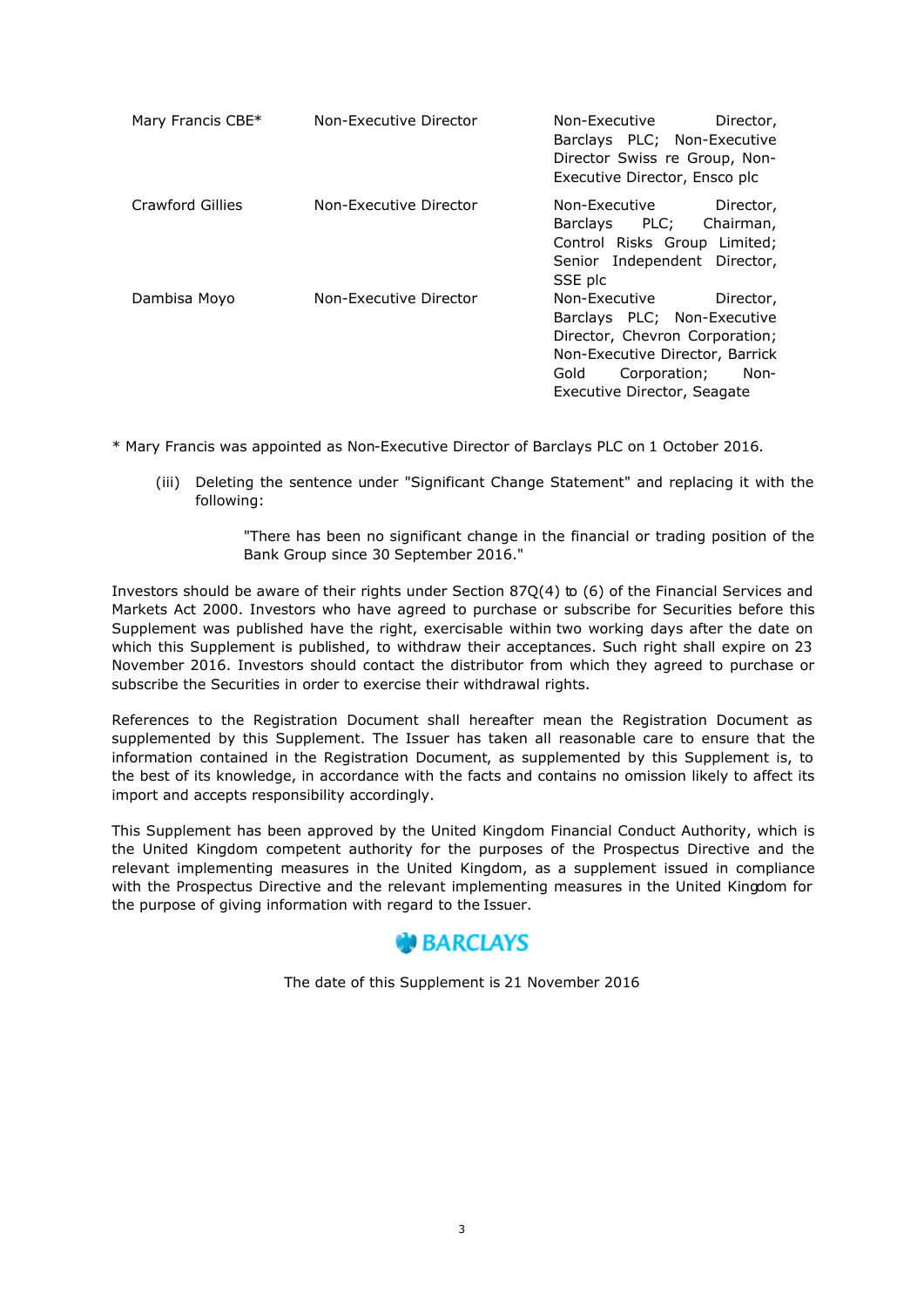| | | |
|---|---|---|
| Mary Francis CBE* | Non-Executive Director | Non-Executive Director, Barclays PLC; Non-Executive Director Swiss re Group, Non-Executive Director, Ensco plc |
| Crawford Gillies | Non-Executive Director | Non-Executive Director, Barclays PLC; Chairman, Control Risks Group Limited; Senior Independent Director, SSE plc |
| Dambisa Moyo | Non-Executive Director | Non-Executive Director, Barclays PLC; Non-Executive Director, Chevron Corporation; Non-Executive Director, Barrick Gold Corporation; Non-Executive Director, Seagate |

* Mary Francis was appointed as Non-Executive Director of Barclays PLC on 1 October 2016.

(iii) Deleting the sentence under "Significant Change Statement" and replacing it with the following:

> "There has been no significant change in the financial or trading position of the Bank Group since 30 September 2016."

Investors should be aware of their rights under Section 87Q(4) to (6) of the Financial Services and Markets Act 2000. Investors who have agreed to purchase or subscribe for Securities before this Supplement was published have the right, exercisable within two working days after the date on which this Supplement is published, to withdraw their acceptances. Such right shall expire on 23 November 2016. Investors should contact the distributor from which they agreed to purchase or subscribe the Securities in order to exercise their withdrawal rights.

References to the Registration Document shall hereafter mean the Registration Document as supplemented by this Supplement. The Issuer has taken all reasonable care to ensure that the information contained in the Registration Document, as supplemented by this Supplement is, to the best of its knowledge, in accordance with the facts and contains no omission likely to affect its import and accepts responsibility accordingly.

This Supplement has been approved by the United Kingdom Financial Conduct Authority, which is the United Kingdom competent authority for the purposes of the Prospectus Directive and the relevant implementing measures in the United Kingdom, as a supplement issued in compliance with the Prospectus Directive and the relevant implementing measures in the United Kingdom for the purpose of giving information with regard to the Issuer.

BARCLAYS

The date of this Supplement is 21 November 2016